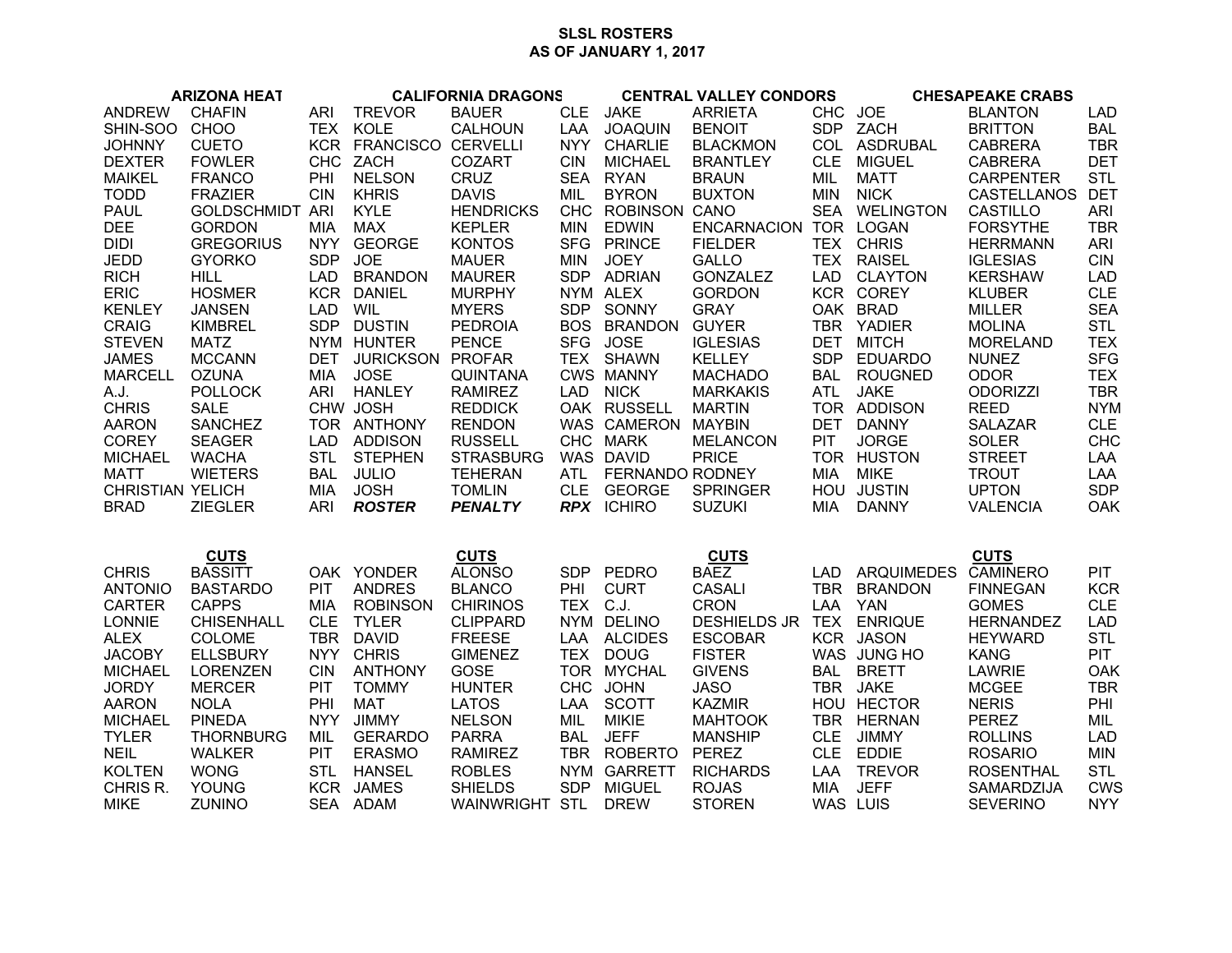# SLSL ROSTERS
## AS OF JANUARY 1, 2017

| ARIZONA HEAT | | | CALIFORNIA DRAGONS | | | CENTRAL VALLEY CONDORS | | | CHESAPEAKE CRABS | | |
|---|---|---|---|---|---|---|---|---|---|---|---|
| ANDREW | CHAFIN | ARI | TREVOR | BAUER | CLE | JAKE | ARRIETA | CHC | JOE | BLANTON | LAD |
| SHIN-SOO | CHOO | TEX | KOLE | CALHOUN | LAA | JOAQUIN | BENOIT | SDP | ZACH | BRITTON | BAL |
| JOHNNY | CUETO | KCR | FRANCISCO | CERVELLI | NYY | CHARLIE | BLACKMON | COL | ASDRUBAL | CABRERA | TBR |
| DEXTER | FOWLER | CHC | ZACH | COZART | CIN | MICHAEL | BRANTLEY | CLE | MIGUEL | CABRERA | DET |
| MAIKEL | FRANCO | PHI | NELSON | CRUZ | SEA | RYAN | BRAUN | MIL | MATT | CARPENTER | STL |
| TODD | FRAZIER | CIN | KHRIS | DAVIS | MIL | BYRON | BUXTON | MIN | NICK | CASTELLANOS | DET |
| PAUL | GOLDSCHMIDT | ARI | KYLE | HENDRICKS | CHC | ROBINSON | CANO | SEA | WELINGTON | CASTILLO | ARI |
| DEE | GORDON | MIA | MAX | KEPLER | MIN | EDWIN | ENCARNACION | TOR | LOGAN | FORSYTHE | TBR |
| DIDI | GREGORIUS | NYY | GEORGE | KONTOS | SFG | PRINCE | FIELDER | TEX | CHRIS | HERRMANN | ARI |
| JEDD | GYORKO | SDP | JOE | MAUER | MIN | JOEY | GALLO | TEX | RAISEL | IGLESIAS | CIN |
| RICH | HILL | LAD | BRANDON | MAURER | SDP | ADRIAN | GONZALEZ | LAD | CLAYTON | KERSHAW | LAD |
| ERIC | HOSMER | KCR | DANIEL | MURPHY | NYM | ALEX | GORDON | KCR | COREY | KLUBER | CLE |
| KENLEY | JANSEN | LAD | WIL | MYERS | SDP | SONNY | GRAY | OAK | BRAD | MILLER | SEA |
| CRAIG | KIMBREL | SDP | DUSTIN | PEDROIA | BOS | BRANDON | GUYER | TBR | YADIER | MOLINA | STL |
| STEVEN | MATZ | NYM | HUNTER | PENCE | SFG | JOSE | IGLESIAS | DET | MITCH | MORELAND | TEX |
| JAMES | MCCANN | DET | JURICKSON | PROFAR | TEX | SHAWN | KELLEY | SDP | EDUARDO | NUNEZ | SFG |
| MARCELL | OZUNA | MIA | JOSE | QUINTANA | CWS | MANNY | MACHADO | BAL | ROUGNED | ODOR | TEX |
| A.J. | POLLOCK | ARI | HANLEY | RAMIREZ | LAD | NICK | MARKAKIS | ATL | JAKE | ODORIZZI | TBR |
| CHRIS | SALE | CHW | JOSH | REDDICK | OAK | RUSSELL | MARTIN | TOR | ADDISON | REED | NYM |
| AARON | SANCHEZ | TOR | ANTHONY | RENDON | WAS | CAMERON | MAYBIN | DET | DANNY | SALAZAR | CLE |
| COREY | SEAGER | LAD | ADDISON | RUSSELL | CHC | MARK | MELANCON | PIT | JORGE | SOLER | CHC |
| MICHAEL | WACHA | STL | STEPHEN | STRASBURG | WAS | DAVID | PRICE | TOR | HUSTON | STREET | LAA |
| MATT | WIETERS | BAL | JULIO | TEHERAN | ATL | FERNANDO | RODNEY | MIA | MIKE | TROUT | LAA |
| CHRISTIAN | YELICH | MIA | JOSH | TOMLIN | CLE | GEORGE | SPRINGER | HOU | JUSTIN | UPTON | SDP |
| BRAD | ZIEGLER | ARI | ***ROSTER*** | ***PENALTY*** | ***RPX*** | ICHIRO | SUZUKI | MIA | DANNY | VALENCIA | OAK |

| | CUTS | | | CUTS | | | CUTS | | | CUTS | |
|---|---|---|---|---|---|---|---|---|---|---|---|
| CHRIS | BASSITT | OAK | YONDER | ALONSO | SDP | PEDRO | BAEZ | LAD | ARQUIMEDES | CAMINERO | PIT |
| ANTONIO | BASTARDO | PIT | ANDRES | BLANCO | PHI | CURT | CASALI | TBR | BRANDON | FINNEGAN | KCR |
| CARTER | CAPPS | MIA | ROBINSON | CHIRINOS | TEX | C.J. | CRON | LAA | YAN | GOMES | CLE |
| LONNIE | CHISENHALL | CLE | TYLER | CLIPPARD | NYM | DELINO | DESHIELDS JR | TEX | ENRIQUE | HERNANDEZ | LAD |
| ALEX | COLOME | TBR | DAVID | FREESE | LAA | ALCIDES | ESCOBAR | KCR | JASON | HEYWARD | STL |
| JACOBY | ELLSBURY | NYY | CHRIS | GIMENEZ | TEX | DOUG | FISTER | WAS | JUNG HO | KANG | PIT |
| MICHAEL | LORENZEN | CIN | ANTHONY | GOSE | TOR | MYCHAL | GIVENS | BAL | BRETT | LAWRIE | OAK |
| JORDY | MERCER | PIT | TOMMY | HUNTER | CHC | JOHN | JASO | TBR | JAKE | MCGEE | TBR |
| AARON | NOLA | PHI | MAT | LATOS | LAA | SCOTT | KAZMIR | HOU | HECTOR | NERIS | PHI |
| MICHAEL | PINEDA | NYY | JIMMY | NELSON | MIL | MIKIE | MAHTOOK | TBR | HERNAN | PEREZ | MIL |
| TYLER | THORNBURG | MIL | GERARDO | PARRA | BAL | JEFF | MANSHIP | CLE | JIMMY | ROLLINS | LAD |
| NEIL | WALKER | PIT | ERASMO | RAMIREZ | TBR | ROBERTO | PEREZ | CLE | EDDIE | ROSARIO | MIN |
| KOLTEN | WONG | STL | HANSEL | ROBLES | NYM | GARRETT | RICHARDS | LAA | TREVOR | ROSENTHAL | STL |
| CHRIS R. | YOUNG | KCR | JAMES | SHIELDS | SDP | MIGUEL | ROJAS | MIA | JEFF | SAMARDZIJA | CWS |
| MIKE | ZUNINO | SEA | ADAM | WAINWRIGHT | STL | DREW | STOREN | WAS | LUIS | SEVERINO | NYY |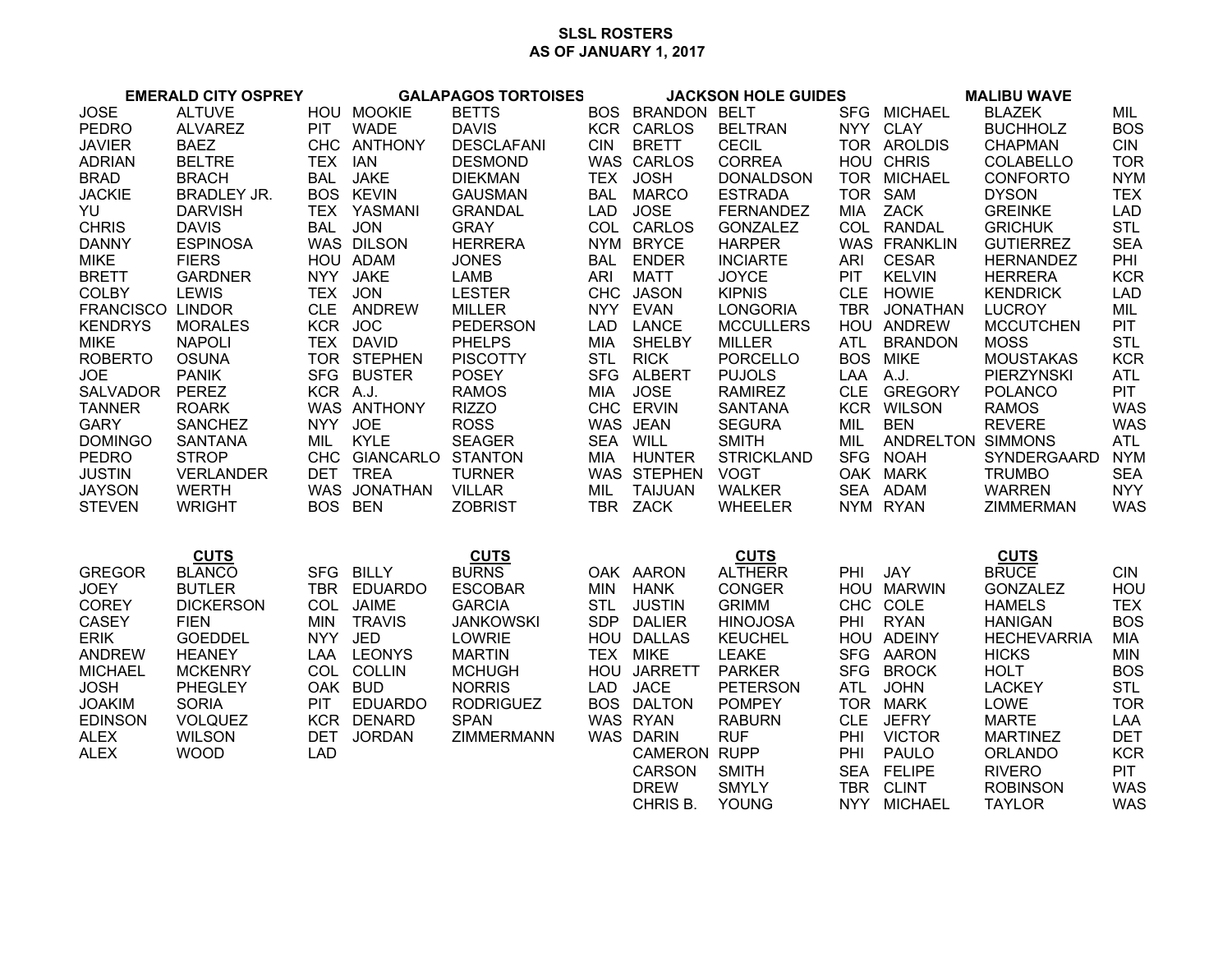# SLSL ROSTERS
## AS OF JANUARY 1, 2017

| EMERALD CITY OSPREY | | | GALAPAGOS TORTOISES | | | JACKSON HOLE GUIDES | | | MALIBU WAVE | | |
|---|---|---|---|---|---|---|---|---|---|---|---|
| JOSE | ALTUVE | HOU | MOOKIE | BETTS | BOS | BRANDON | BELT | SFG | MICHAEL | BLAZEK | MIL |
| PEDRO | ALVAREZ | PIT | WADE | DAVIS | KCR | CARLOS | BELTRAN | NYY | CLAY | BUCHHOLZ | BOS |
| JAVIER | BAEZ | CHC | ANTHONY | DESCLAFANI | CIN | BRETT | CECIL | TOR | AROLDIS | CHAPMAN | CIN |
| ADRIAN | BELTRE | TEX | IAN | DESMOND | WAS | CARLOS | CORREA | HOU | CHRIS | COLABELLO | TOR |
| BRAD | BRACH | BAL | JAKE | DIEKMAN | TEX | JOSH | DONALDSON | TOR | MICHAEL | CONFORTO | NYM |
| JACKIE | BRADLEY JR. | BOS | KEVIN | GAUSMAN | BAL | MARCO | ESTRADA | TOR | SAM | DYSON | TEX |
| YU | DARVISH | TEX | YASMANI | GRANDAL | LAD | JOSE | FERNANDEZ | MIA | ZACK | GREINKE | LAD |
| CHRIS | DAVIS | BAL | JON | GRAY | COL | CARLOS | GONZALEZ | COL | RANDAL | GRICHUK | STL |
| DANNY | ESPINOSA | WAS | DILSON | HERRERA | NYM | BRYCE | HARPER | WAS | FRANKLIN | GUTIERREZ | SEA |
| MIKE | FIERS | HOU | ADAM | JONES | BAL | ENDER | INCIARTE | ARI | CESAR | HERNANDEZ | PHI |
| BRETT | GARDNER | NYY | JAKE | LAMB | ARI | MATT | JOYCE | PIT | KELVIN | HERRERA | KCR |
| COLBY | LEWIS | TEX | JON | LESTER | CHC | JASON | KIPNIS | CLE | HOWIE | KENDRICK | LAD |
| FRANCISCO | LINDOR | CLE | ANDREW | MILLER | NYY | EVAN | LONGORIA | TBR | JONATHAN | LUCROY | MIL |
| KENDRYS | MORALES | KCR | JOC | PEDERSON | LAD | LANCE | MCCULLERS | HOU | ANDREW | MCCUTCHEN | PIT |
| MIKE | NAPOLI | TEX | DAVID | PHELPS | MIA | SHELBY | MILLER | ATL | BRANDON | MOSS | STL |
| ROBERTO | OSUNA | TOR | STEPHEN | PISCOTTY | STL | RICK | PORCELLO | BOS | MIKE | MOUSTAKAS | KCR |
| JOE | PANIK | SFG | BUSTER | POSEY | SFG | ALBERT | PUJOLS | LAA | A.J. | PIERZYNSKI | ATL |
| SALVADOR | PEREZ | KCR | A.J. | RAMOS | MIA | JOSE | RAMIREZ | CLE | GREGORY | POLANCO | PIT |
| TANNER | ROARK | WAS | ANTHONY | RIZZO | CHC | ERVIN | SANTANA | KCR | WILSON | RAMOS | WAS |
| GARY | SANCHEZ | NYY | JOE | ROSS | WAS | JEAN | SEGURA | MIL | BEN | REVERE | WAS |
| DOMINGO | SANTANA | MIL | KYLE | SEAGER | SEA | WILL | SMITH | MIL | ANDRELTON | SIMMONS | ATL |
| PEDRO | STROP | CHC | GIANCARLO | STANTON | MIA | HUNTER | STRICKLAND | SFG | NOAH | SYNDERGAARD | NYM |
| JUSTIN | VERLANDER | DET | TREA | TURNER | WAS | STEPHEN | VOGT | OAK | MARK | TRUMBO | SEA |
| JAYSON | WERTH | WAS | JONATHAN | VILLAR | MIL | TAIJUAN | WALKER | SEA | ADAM | WARREN | NYY |
| STEVEN | WRIGHT | BOS | BEN | ZOBRIST | TBR | ZACK | WHEELER | NYM | RYAN | ZIMMERMAN | WAS |

| | **CUTS** | | | **CUTS** | | | **CUTS** | | | **CUTS** | |
|---|---|---|---|---|---|---|---|---|---|---|---|
| GREGOR | BLANCO | SFG | BILLY | BURNS | OAK | AARON | ALTHERR | PHI | JAY | BRUCE | CIN |
| JOEY | BUTLER | TBR | EDUARDO | ESCOBAR | MIN | HANK | CONGER | HOU | MARWIN | GONZALEZ | HOU |
| COREY | DICKERSON | COL | JAIME | GARCIA | STL | JUSTIN | GRIMM | CHC | COLE | HAMELS | TEX |
| CASEY | FIEN | MIN | TRAVIS | JANKOWSKI | SDP | DALIER | HINOJOSA | PHI | RYAN | HANIGAN | BOS |
| ERIK | GOEDDEL | NYY | JED | LOWRIE | HOU | DALLAS | KEUCHEL | HOU | ADEINY | HECHEVARRIA | MIA |
| ANDREW | HEANEY | LAA | LEONYS | MARTIN | TEX | MIKE | LEAKE | SFG | AARON | HICKS | MIN |
| MICHAEL | MCKENRY | COL | COLLIN | MCHUGH | HOU | JARRETT | PARKER | SFG | BROCK | HOLT | BOS |
| JOSH | PHEGLEY | OAK | BUD | NORRIS | LAD | JACE | PETERSON | ATL | JOHN | LACKEY | STL |
| JOAKIM | SORIA | PIT | EDUARDO | RODRIGUEZ | BOS | DALTON | POMPEY | TOR | MARK | LOWE | TOR |
| EDINSON | VOLQUEZ | KCR | DENARD | SPAN | WAS | RYAN | RABURN | CLE | JEFRY | MARTE | LAA |
| ALEX | WILSON | DET | JORDAN | ZIMMERMANN | WAS | DARIN | RUF | PHI | VICTOR | MARTINEZ | DET |
| ALEX | WOOD | LAD | | | | CAMERON | RUPP | PHI | PAULO | ORLANDO | KCR |
| | | | | | | CARSON | SMITH | SEA | FELIPE | RIVERO | PIT |
| | | | | | | DREW | SMYLY | TBR | CLINT | ROBINSON | WAS |
| | | | | | | CHRIS B. | YOUNG | NYY | MICHAEL | TAYLOR | WAS |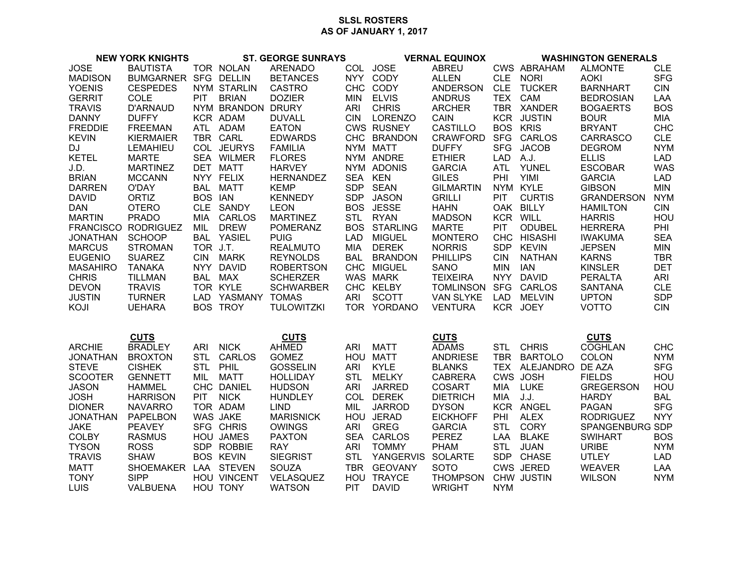# SLSL ROSTERS
## AS OF JANUARY 1, 2017

| NEW YORK KNIGHTS | | | ST. GEORGE SUNRAYS | | | VERNAL EQUINOX | | | WASHINGTON GENERALS | | |
|---|---|---|---|---|---|---|---|---|---|---|---|
| JOSE | BAUTISTA | TOR | NOLAN | ARENADO | COL | JOSE | ABREU | CWS | ABRAHAM | ALMONTE | CLE |
| MADISON | BUMGARNER | SFG | DELLIN | BETANCES | NYY | CODY | ALLEN | CLE | NORI | AOKI | SFG |
| YOENIS | CESPEDES | NYM | STARLIN | CASTRO | CHC | CODY | ANDERSON | CLE | TUCKER | BARNHART | CIN |
| GERRIT | COLE | PIT | BRIAN | DOZIER | MIN | ELVIS | ANDRUS | TEX | CAM | BEDROSIAN | LAA |
| TRAVIS | D'ARNAUD | NYM | BRANDON | DRURY | ARI | CHRIS | ARCHER | TBR | XANDER | BOGAERTS | BOS |
| DANNY | DUFFY | KCR | ADAM | DUVALL | CIN | LORENZO | CAIN | KCR | JUSTIN | BOUR | MIA |
| FREDDIE | FREEMAN | ATL | ADAM | EATON | CWS | RUSNEY | CASTILLO | BOS | KRIS | BRYANT | CHC |
| KEVIN | KIERMAIER | TBR | CARL | EDWARDS | CHC | BRANDON | CRAWFORD | SFG | CARLOS | CARRASCO | CLE |
| DJ | LEMAHIEU | COL | JEURYS | FAMILIA | NYM | MATT | DUFFY | SFG | JACOB | DEGROM | NYM |
| KETEL | MARTE | SEA | WILMER | FLORES | NYM | ANDRE | ETHIER | LAD | A.J. | ELLIS | LAD |
| J.D. | MARTINEZ | DET | MATT | HARVEY | NYM | ADONIS | GARCIA | ATL | YUNEL | ESCOBAR | WAS |
| BRIAN | MCCANN | NYY | FELIX | HERNANDEZ | SEA | KEN | GILES | PHI | YIMI | GARCIA | LAD |
| DARREN | O'DAY | BAL | MATT | KEMP | SDP | SEAN | GILMARTIN | NYM | KYLE | GIBSON | MIN |
| DAVID | ORTIZ | BOS | IAN | KENNEDY | SDP | JASON | GRILLI | PIT | CURTIS | GRANDERSON | NYM |
| DAN | OTERO | CLE | SANDY | LEON | BOS | JESSE | HAHN | OAK | BILLY | HAMILTON | CIN |
| MARTIN | PRADO | MIA | CARLOS | MARTINEZ | STL | RYAN | MADSON | KCR | WILL | HARRIS | HOU |
| FRANCISCO | RODRIGUEZ | MIL | DREW | POMERANZ | BOS | STARLING | MARTE | PIT | ODUBEL | HERRERA | PHI |
| JONATHAN | SCHOOP | BAL | YASIEL | PUIG | LAD | MIGUEL | MONTERO | CHC | HISASHI | IWAKUMA | SEA |
| MARCUS | STROMAN | TOR | J.T. | REALMUTO | MIA | DEREK | NORRIS | SDP | KEVIN | JEPSEN | MIN |
| EUGENIO | SUAREZ | CIN | MARK | REYNOLDS | BAL | BRANDON | PHILLIPS | CIN | NATHAN | KARNS | TBR |
| MASAHIRO | TANAKA | NYY | DAVID | ROBERTSON | CHC | MIGUEL | SANO | MIN | IAN | KINSLER | DET |
| CHRIS | TILLMAN | BAL | MAX | SCHERZER | WAS | MARK | TEIXEIRA | NYY | DAVID | PERALTA | ARI |
| DEVON | TRAVIS | TOR | KYLE | SCHWARBER | CHC | KELBY | TOMLINSON | SFG | CARLOS | SANTANA | CLE |
| JUSTIN | TURNER | LAD | YASMANY | TOMAS | ARI | SCOTT | VAN SLYKE | LAD | MELVIN | UPTON | SDP |
| KOJI | UEHARA | BOS | TROY | TULOWITZKI | TOR | YORDANO | VENTURA | KCR | JOEY | VOTTO | CIN |

| | CUTS | | | CUTS | | | CUTS | | | CUTS | |
|---|---|---|---|---|---|---|---|---|---|---|---|
| ARCHIE | BRADLEY | ARI | NICK | AHMED | ARI | MATT | ADAMS | STL | CHRIS | COGHLAN | CHC |
| JONATHAN | BROXTON | STL | CARLOS | GOMEZ | HOU | MATT | ANDRIESE | TBR | BARTOLO | COLON | NYM |
| STEVE | CISHEK | STL | PHIL | GOSSELIN | ARI | KYLE | BLANKS | TEX | ALEJANDRO | DE AZA | SFG |
| SCOOTER | GENNETT | MIL | MATT | HOLLIDAY | STL | MELKY | CABRERA | CWS | JOSH | FIELDS | HOU |
| JASON | HAMMEL | CHC | DANIEL | HUDSON | ARI | JARRED | COSART | MIA | LUKE | GREGERSON | HOU |
| JOSH | HARRISON | PIT | NICK | HUNDLEY | COL | DEREK | DIETRICH | MIA | J.J. | HARDY | BAL |
| DIONER | NAVARRO | TOR | ADAM | LIND | MIL | JARROD | DYSON | KCR | ANGEL | PAGAN | SFG |
| JONATHAN | PAPELBON | WAS | JAKE | MARISNICK | HOU | JERAD | EICKHOFF | PHI | ALEX | RODRIGUEZ | NYY |
| JAKE | PEAVEY | SFG | CHRIS | OWINGS | ARI | GREG | GARCIA | STL | CORY | SPANGENBURG | SDP |
| COLBY | RASMUS | HOU | JAMES | PAXTON | SEA | CARLOS | PEREZ | LAA | BLAKE | SWIHART | BOS |
| TYSON | ROSS | SDP | ROBBIE | RAY | ARI | TOMMY | PHAM | STL | JUAN | URIBE | NYM |
| TRAVIS | SHAW | BOS | KEVIN | SIEGRIST | STL | YANGERVIS | SOLARTE | SDP | CHASE | UTLEY | LAD |
| MATT | SHOEMAKER | LAA | STEVEN | SOUZA | TBR | GEOVANY | SOTO | CWS | JERED | WEAVER | LAA |
| TONY | SIPP | HOU | VINCENT | VELASQUEZ | HOU | TRAYCE | THOMPSON | CHW | JUSTIN | WILSON | NYM |
| LUIS | VALBUENA | HOU | TONY | WATSON | PIT | DAVID | WRIGHT | NYM | | | |